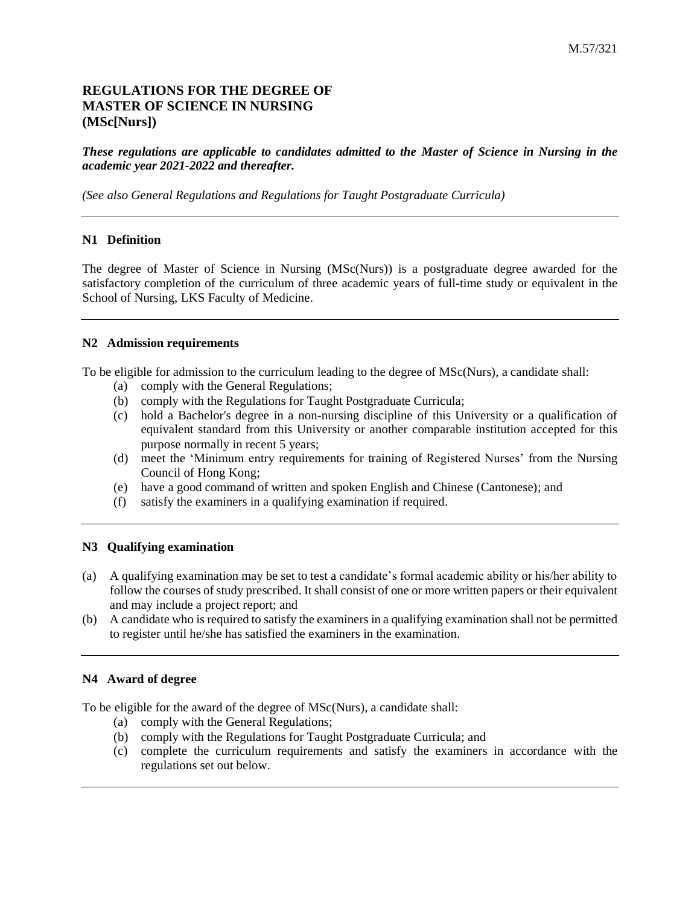# REGULATIONS FOR THE DEGREE OF MASTER OF SCIENCE IN NURSING (MSc[Nurs])

***These regulations are applicable to candidates admitted to the Master of Science in Nursing in the academic year 2021-2022 and thereafter.***

*(See also General Regulations and Regulations for Taught Postgraduate Curricula)*

---

### N1 Definition

The degree of Master of Science in Nursing (MSc(Nurs)) is a postgraduate degree awarded for the satisfactory completion of the curriculum of three academic years of full-time study or equivalent in the School of Nursing, LKS Faculty of Medicine.

---

### N2 Admission requirements

To be eligible for admission to the curriculum leading to the degree of MSc(Nurs), a candidate shall:

(a) comply with the General Regulations;
(b) comply with the Regulations for Taught Postgraduate Curricula;
(c) hold a Bachelor's degree in a non-nursing discipline of this University or a qualification of equivalent standard from this University or another comparable institution accepted for this purpose normally in recent 5 years;
(d) meet the 'Minimum entry requirements for training of Registered Nurses' from the Nursing Council of Hong Kong;
(e) have a good command of written and spoken English and Chinese (Cantonese); and
(f) satisfy the examiners in a qualifying examination if required.

---

### N3 Qualifying examination

(a) A qualifying examination may be set to test a candidate's formal academic ability or his/her ability to follow the courses of study prescribed. It shall consist of one or more written papers or their equivalent and may include a project report; and
(b) A candidate who is required to satisfy the examiners in a qualifying examination shall not be permitted to register until he/she has satisfied the examiners in the examination.

---

### N4 Award of degree

To be eligible for the award of the degree of MSc(Nurs), a candidate shall:

(a) comply with the General Regulations;
(b) comply with the Regulations for Taught Postgraduate Curricula; and
(c) complete the curriculum requirements and satisfy the examiners in accordance with the regulations set out below.

---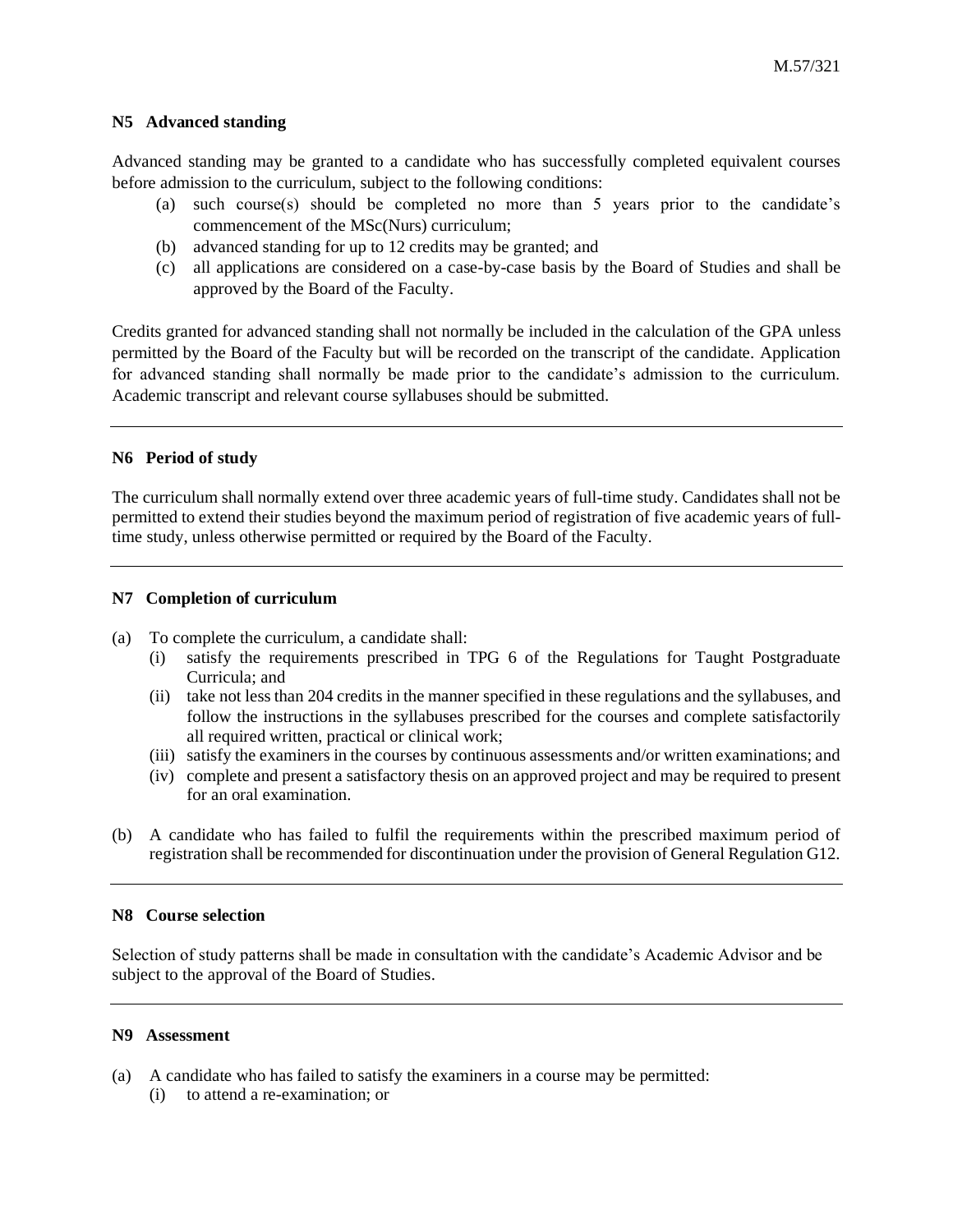### N5 Advanced standing

Advanced standing may be granted to a candidate who has successfully completed equivalent courses before admission to the curriculum, subject to the following conditions:

(a) such course(s) should be completed no more than 5 years prior to the candidate's commencement of the MSc(Nurs) curriculum;
(b) advanced standing for up to 12 credits may be granted; and
(c) all applications are considered on a case-by-case basis by the Board of Studies and shall be approved by the Board of the Faculty.

Credits granted for advanced standing shall not normally be included in the calculation of the GPA unless permitted by the Board of the Faculty but will be recorded on the transcript of the candidate. Application for advanced standing shall normally be made prior to the candidate's admission to the curriculum. Academic transcript and relevant course syllabuses should be submitted.

---

### N6 Period of study

The curriculum shall normally extend over three academic years of full-time study. Candidates shall not be permitted to extend their studies beyond the maximum period of registration of five academic years of full-time study, unless otherwise permitted or required by the Board of the Faculty.

---

### N7 Completion of curriculum

(a) To complete the curriculum, a candidate shall:
   (i) satisfy the requirements prescribed in TPG 6 of the Regulations for Taught Postgraduate Curricula; and
   (ii) take not less than 204 credits in the manner specified in these regulations and the syllabuses, and follow the instructions in the syllabuses prescribed for the courses and complete satisfactorily all required written, practical or clinical work;
   (iii) satisfy the examiners in the courses by continuous assessments and/or written examinations; and
   (iv) complete and present a satisfactory thesis on an approved project and may be required to present for an oral examination.

(b) A candidate who has failed to fulfil the requirements within the prescribed maximum period of registration shall be recommended for discontinuation under the provision of General Regulation G12.

---

### N8 Course selection

Selection of study patterns shall be made in consultation with the candidate's Academic Advisor and be subject to the approval of the Board of Studies.

---

### N9 Assessment

(a) A candidate who has failed to satisfy the examiners in a course may be permitted:
   (i) to attend a re-examination; or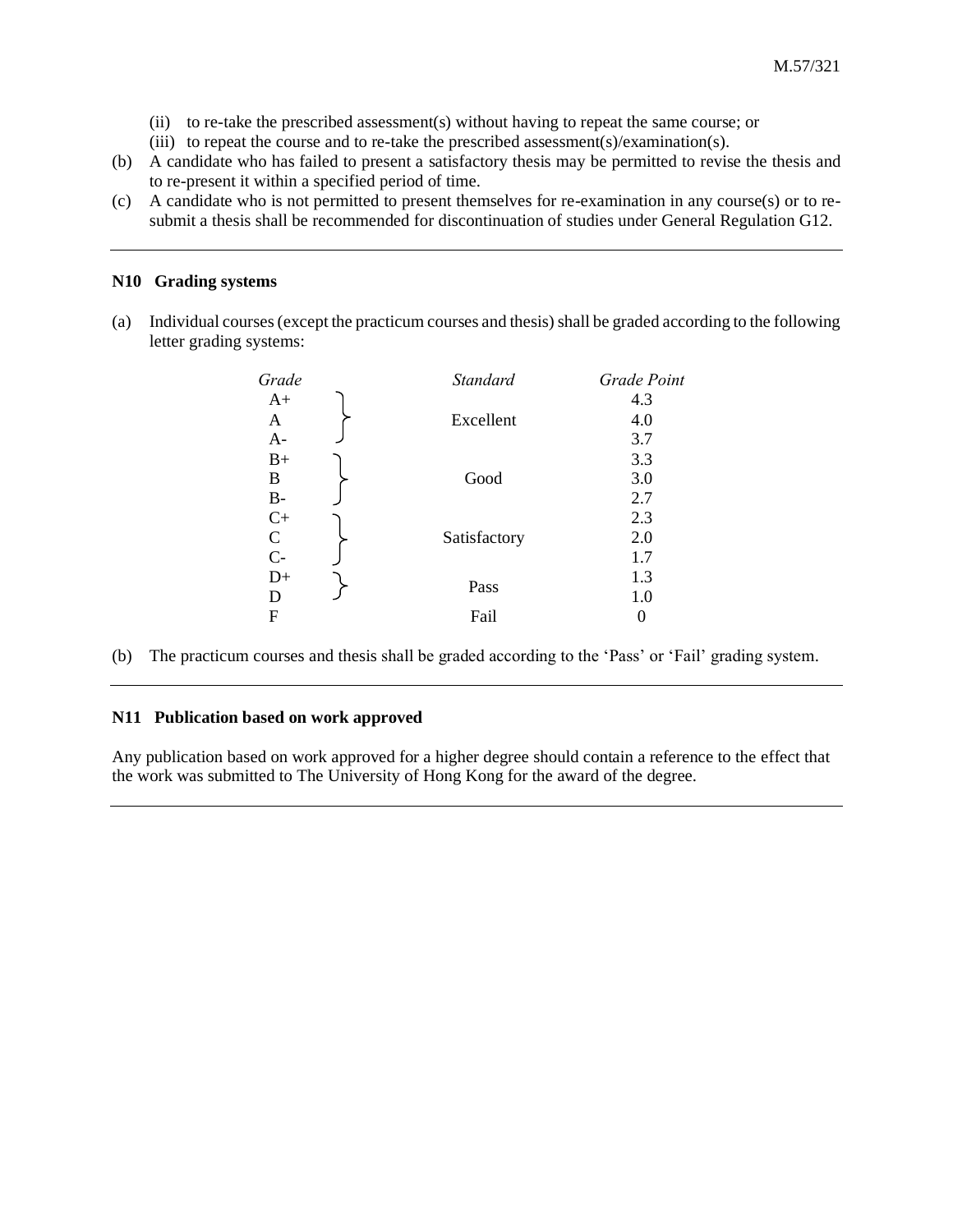(ii) to re-take the prescribed assessment(s) without having to repeat the same course; or

(iii) to repeat the course and to re-take the prescribed assessment(s)/examination(s).

(b) A candidate who has failed to present a satisfactory thesis may be permitted to revise the thesis and to re-present it within a specified period of time.

(c) A candidate who is not permitted to present themselves for re-examination in any course(s) or to re-submit a thesis shall be recommended for discontinuation of studies under General Regulation G12.

---

**N10 Grading systems**

(a) Individual courses (except the practicum courses and thesis) shall be graded according to the following letter grading systems:

| *Grade* | *Standard* | *Grade Point* |
|---|---|---|
| A+ | Excellent | 4.3 |
| A | | 4.0 |
| A- | | 3.7 |
| B+ | Good | 3.3 |
| B | | 3.0 |
| B- | | 2.7 |
| C+ | Satisfactory | 2.3 |
| C | | 2.0 |
| C- | | 1.7 |
| D+ | Pass | 1.3 |
| D | | 1.0 |
| F | Fail | 0 |

(b) The practicum courses and thesis shall be graded according to the 'Pass' or 'Fail' grading system.

---

**N11 Publication based on work approved**

Any publication based on work approved for a higher degree should contain a reference to the effect that the work was submitted to The University of Hong Kong for the award of the degree.

---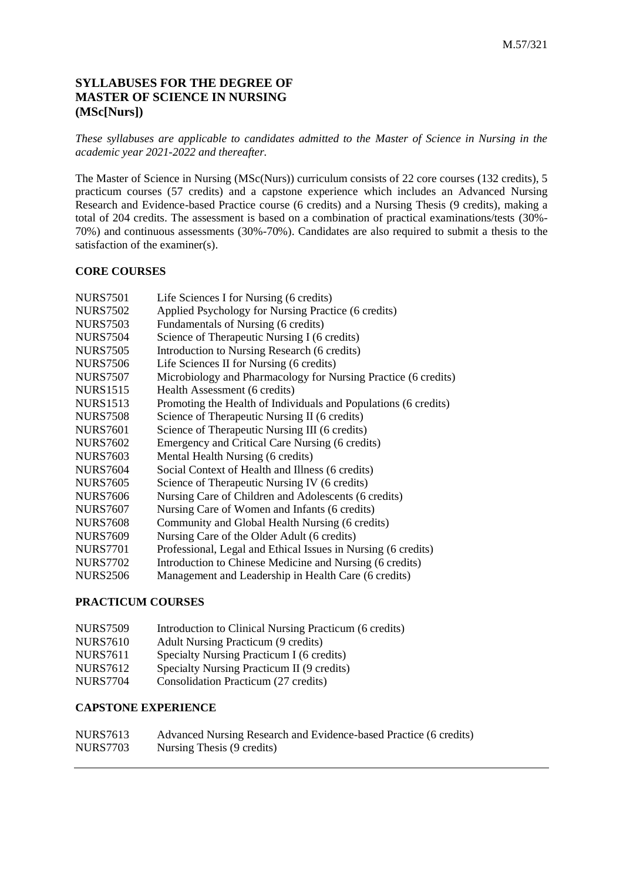# SYLLABUSES FOR THE DEGREE OF MASTER OF SCIENCE IN NURSING (MSc[Nurs])

*These syllabuses are applicable to candidates admitted to the Master of Science in Nursing in the academic year 2021-2022 and thereafter.*

The Master of Science in Nursing (MSc(Nurs)) curriculum consists of 22 core courses (132 credits), 5 practicum courses (57 credits) and a capstone experience which includes an Advanced Nursing Research and Evidence-based Practice course (6 credits) and a Nursing Thesis (9 credits), making a total of 204 credits. The assessment is based on a combination of practical examinations/tests (30%-70%) and continuous assessments (30%-70%). Candidates are also required to submit a thesis to the satisfaction of the examiner(s).

## CORE COURSES

NURS7501 Life Sciences I for Nursing (6 credits)
NURS7502 Applied Psychology for Nursing Practice (6 credits)
NURS7503 Fundamentals of Nursing (6 credits)
NURS7504 Science of Therapeutic Nursing I (6 credits)
NURS7505 Introduction to Nursing Research (6 credits)
NURS7506 Life Sciences II for Nursing (6 credits)
NURS7507 Microbiology and Pharmacology for Nursing Practice (6 credits)
NURS1515 Health Assessment (6 credits)
NURS1513 Promoting the Health of Individuals and Populations (6 credits)
NURS7508 Science of Therapeutic Nursing II (6 credits)
NURS7601 Science of Therapeutic Nursing III (6 credits)
NURS7602 Emergency and Critical Care Nursing (6 credits)
NURS7603 Mental Health Nursing (6 credits)
NURS7604 Social Context of Health and Illness (6 credits)
NURS7605 Science of Therapeutic Nursing IV (6 credits)
NURS7606 Nursing Care of Children and Adolescents (6 credits)
NURS7607 Nursing Care of Women and Infants (6 credits)
NURS7608 Community and Global Health Nursing (6 credits)
NURS7609 Nursing Care of the Older Adult (6 credits)
NURS7701 Professional, Legal and Ethical Issues in Nursing (6 credits)
NURS7702 Introduction to Chinese Medicine and Nursing (6 credits)
NURS2506 Management and Leadership in Health Care (6 credits)

## PRACTICUM COURSES

NURS7509 Introduction to Clinical Nursing Practicum (6 credits)
NURS7610 Adult Nursing Practicum (9 credits)
NURS7611 Specialty Nursing Practicum I (6 credits)
NURS7612 Specialty Nursing Practicum II (9 credits)
NURS7704 Consolidation Practicum (27 credits)

## CAPSTONE EXPERIENCE

NURS7613 Advanced Nursing Research and Evidence-based Practice (6 credits)
NURS7703 Nursing Thesis (9 credits)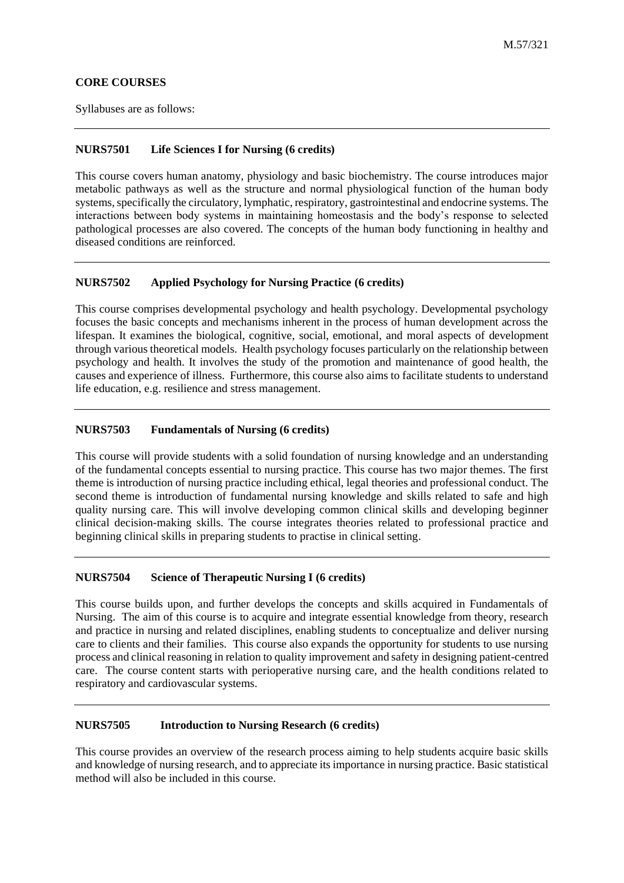**CORE COURSES**

Syllabuses are as follows:

---

**NURS7501 Life Sciences I for Nursing (6 credits)**

This course covers human anatomy, physiology and basic biochemistry. The course introduces major metabolic pathways as well as the structure and normal physiological function of the human body systems, specifically the circulatory, lymphatic, respiratory, gastrointestinal and endocrine systems. The interactions between body systems in maintaining homeostasis and the body's response to selected pathological processes are also covered. The concepts of the human body functioning in healthy and diseased conditions are reinforced.

---

**NURS7502 Applied Psychology for Nursing Practice (6 credits)**

This course comprises developmental psychology and health psychology. Developmental psychology focuses the basic concepts and mechanisms inherent in the process of human development across the lifespan. It examines the biological, cognitive, social, emotional, and moral aspects of development through various theoretical models. Health psychology focuses particularly on the relationship between psychology and health. It involves the study of the promotion and maintenance of good health, the causes and experience of illness. Furthermore, this course also aims to facilitate students to understand life education, e.g. resilience and stress management.

---

**NURS7503 Fundamentals of Nursing (6 credits)**

This course will provide students with a solid foundation of nursing knowledge and an understanding of the fundamental concepts essential to nursing practice. This course has two major themes. The first theme is introduction of nursing practice including ethical, legal theories and professional conduct. The second theme is introduction of fundamental nursing knowledge and skills related to safe and high quality nursing care. This will involve developing common clinical skills and developing beginner clinical decision-making skills. The course integrates theories related to professional practice and beginning clinical skills in preparing students to practise in clinical setting.

---

**NURS7504 Science of Therapeutic Nursing I (6 credits)**

This course builds upon, and further develops the concepts and skills acquired in Fundamentals of Nursing. The aim of this course is to acquire and integrate essential knowledge from theory, research and practice in nursing and related disciplines, enabling students to conceptualize and deliver nursing care to clients and their families. This course also expands the opportunity for students to use nursing process and clinical reasoning in relation to quality improvement and safety in designing patient-centred care. The course content starts with perioperative nursing care, and the health conditions related to respiratory and cardiovascular systems.

---

**NURS7505 Introduction to Nursing Research (6 credits)**

This course provides an overview of the research process aiming to help students acquire basic skills and knowledge of nursing research, and to appreciate its importance in nursing practice. Basic statistical method will also be included in this course.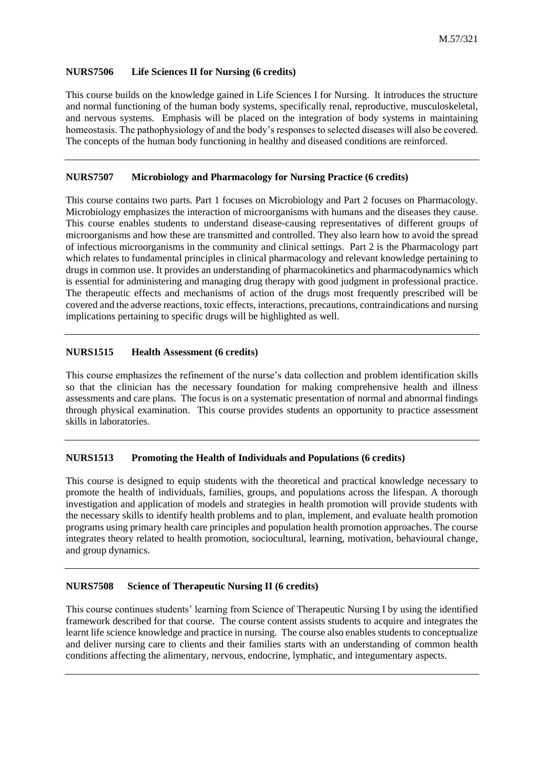### NURS7506 Life Sciences II for Nursing (6 credits)

This course builds on the knowledge gained in Life Sciences I for Nursing. It introduces the structure and normal functioning of the human body systems, specifically renal, reproductive, musculoskeletal, and nervous systems. Emphasis will be placed on the integration of body systems in maintaining homeostasis. The pathophysiology of and the body's responses to selected diseases will also be covered. The concepts of the human body functioning in healthy and diseased conditions are reinforced.

---

### NURS7507 Microbiology and Pharmacology for Nursing Practice (6 credits)

This course contains two parts. Part 1 focuses on Microbiology and Part 2 focuses on Pharmacology. Microbiology emphasizes the interaction of microorganisms with humans and the diseases they cause. This course enables students to understand disease-causing representatives of different groups of microorganisms and how these are transmitted and controlled. They also learn how to avoid the spread of infectious microorganisms in the community and clinical settings. Part 2 is the Pharmacology part which relates to fundamental principles in clinical pharmacology and relevant knowledge pertaining to drugs in common use. It provides an understanding of pharmacokinetics and pharmacodynamics which is essential for administering and managing drug therapy with good judgment in professional practice. The therapeutic effects and mechanisms of action of the drugs most frequently prescribed will be covered and the adverse reactions, toxic effects, interactions, precautions, contraindications and nursing implications pertaining to specific drugs will be highlighted as well.

---

### NURS1515 Health Assessment (6 credits)

This course emphasizes the refinement of the nurse's data collection and problem identification skills so that the clinician has the necessary foundation for making comprehensive health and illness assessments and care plans. The focus is on a systematic presentation of normal and abnormal findings through physical examination. This course provides students an opportunity to practice assessment skills in laboratories.

---

### NURS1513 Promoting the Health of Individuals and Populations (6 credits)

This course is designed to equip students with the theoretical and practical knowledge necessary to promote the health of individuals, families, groups, and populations across the lifespan. A thorough investigation and application of models and strategies in health promotion will provide students with the necessary skills to identify health problems and to plan, implement, and evaluate health promotion programs using primary health care principles and population health promotion approaches. The course integrates theory related to health promotion, sociocultural, learning, motivation, behavioural change, and group dynamics.

---

### NURS7508 Science of Therapeutic Nursing II (6 credits)

This course continues students' learning from Science of Therapeutic Nursing I by using the identified framework described for that course. The course content assists students to acquire and integrates the learnt life science knowledge and practice in nursing. The course also enables students to conceptualize and deliver nursing care to clients and their families starts with an understanding of common health conditions affecting the alimentary, nervous, endocrine, lymphatic, and integumentary aspects.

---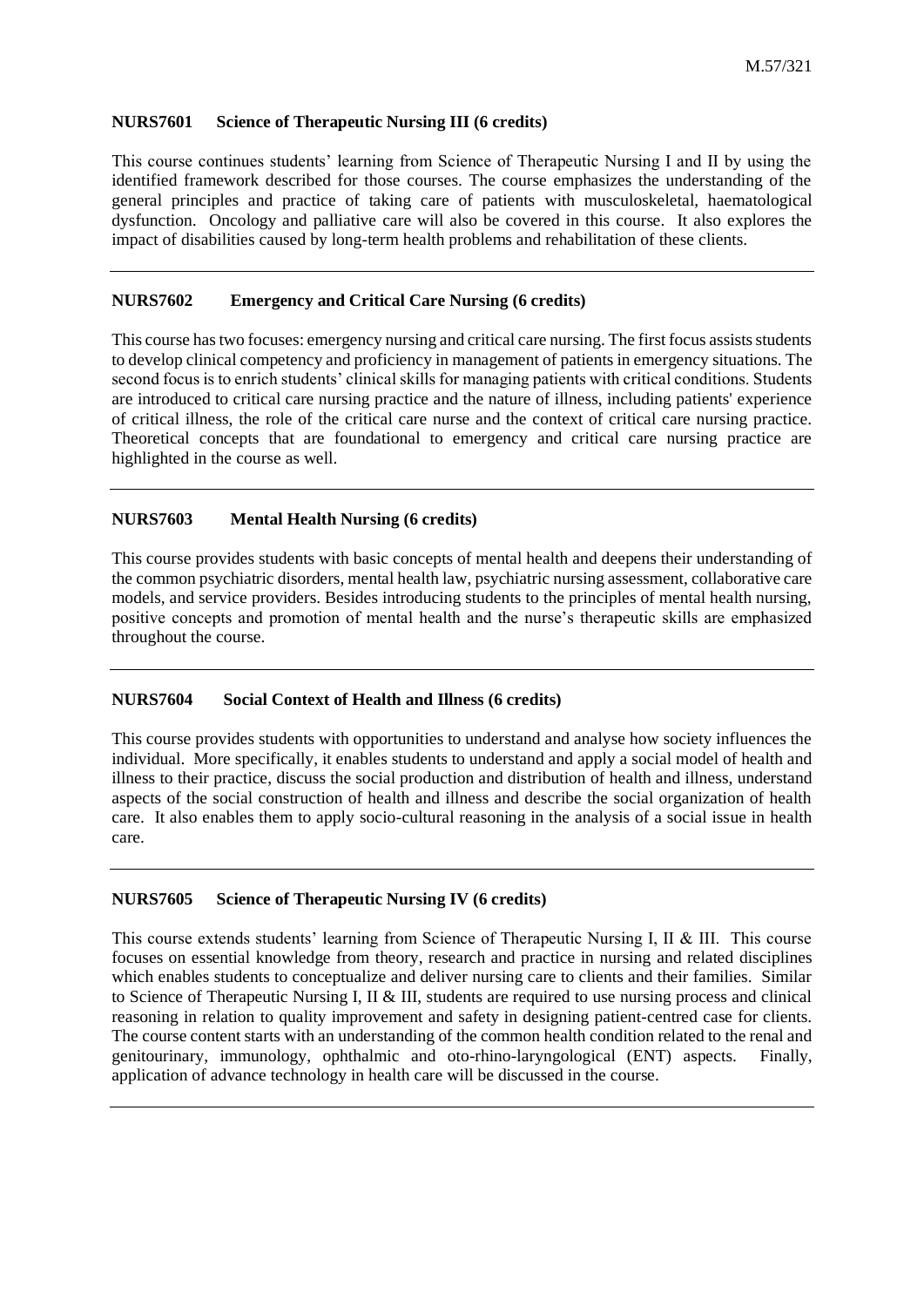### NURS7601 Science of Therapeutic Nursing III (6 credits)

This course continues students' learning from Science of Therapeutic Nursing I and II by using the identified framework described for those courses. The course emphasizes the understanding of the general principles and practice of taking care of patients with musculoskeletal, haematological dysfunction. Oncology and palliative care will also be covered in this course. It also explores the impact of disabilities caused by long-term health problems and rehabilitation of these clients.

---

### NURS7602 Emergency and Critical Care Nursing (6 credits)

This course has two focuses: emergency nursing and critical care nursing. The first focus assists students to develop clinical competency and proficiency in management of patients in emergency situations. The second focus is to enrich students' clinical skills for managing patients with critical conditions. Students are introduced to critical care nursing practice and the nature of illness, including patients' experience of critical illness, the role of the critical care nurse and the context of critical care nursing practice. Theoretical concepts that are foundational to emergency and critical care nursing practice are highlighted in the course as well.

---

### NURS7603 Mental Health Nursing (6 credits)

This course provides students with basic concepts of mental health and deepens their understanding of the common psychiatric disorders, mental health law, psychiatric nursing assessment, collaborative care models, and service providers. Besides introducing students to the principles of mental health nursing, positive concepts and promotion of mental health and the nurse's therapeutic skills are emphasized throughout the course.

---

### NURS7604 Social Context of Health and Illness (6 credits)

This course provides students with opportunities to understand and analyse how society influences the individual. More specifically, it enables students to understand and apply a social model of health and illness to their practice, discuss the social production and distribution of health and illness, understand aspects of the social construction of health and illness and describe the social organization of health care. It also enables them to apply socio-cultural reasoning in the analysis of a social issue in health care.

---

### NURS7605 Science of Therapeutic Nursing IV (6 credits)

This course extends students' learning from Science of Therapeutic Nursing I, II & III. This course focuses on essential knowledge from theory, research and practice in nursing and related disciplines which enables students to conceptualize and deliver nursing care to clients and their families. Similar to Science of Therapeutic Nursing I, II & III, students are required to use nursing process and clinical reasoning in relation to quality improvement and safety in designing patient-centred case for clients. The course content starts with an understanding of the common health condition related to the renal and genitourinary, immunology, ophthalmic and oto-rhino-laryngological (ENT) aspects. Finally, application of advance technology in health care will be discussed in the course.

---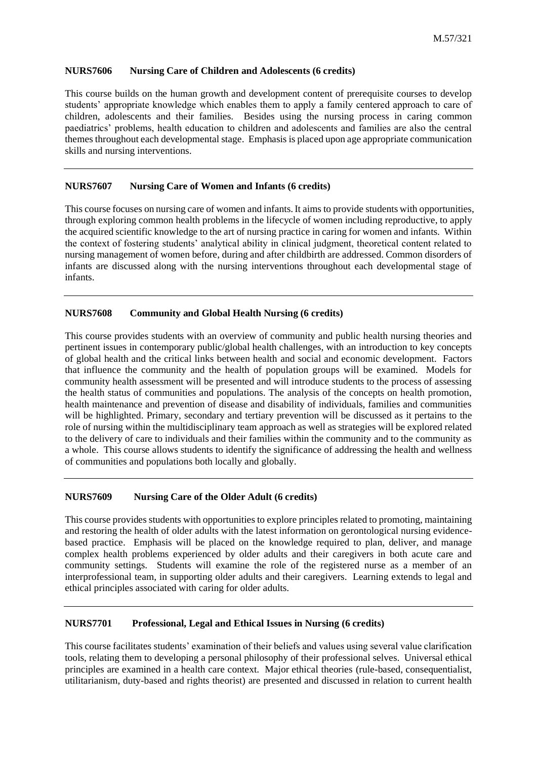### NURS7606 Nursing Care of Children and Adolescents (6 credits)

This course builds on the human growth and development content of prerequisite courses to develop students' appropriate knowledge which enables them to apply a family centered approach to care of children, adolescents and their families. Besides using the nursing process in caring common paediatrics' problems, health education to children and adolescents and families are also the central themes throughout each developmental stage. Emphasis is placed upon age appropriate communication skills and nursing interventions.

---

### NURS7607 Nursing Care of Women and Infants (6 credits)

This course focuses on nursing care of women and infants. It aims to provide students with opportunities, through exploring common health problems in the lifecycle of women including reproductive, to apply the acquired scientific knowledge to the art of nursing practice in caring for women and infants. Within the context of fostering students' analytical ability in clinical judgment, theoretical content related to nursing management of women before, during and after childbirth are addressed. Common disorders of infants are discussed along with the nursing interventions throughout each developmental stage of infants.

---

### NURS7608 Community and Global Health Nursing (6 credits)

This course provides students with an overview of community and public health nursing theories and pertinent issues in contemporary public/global health challenges, with an introduction to key concepts of global health and the critical links between health and social and economic development. Factors that influence the community and the health of population groups will be examined. Models for community health assessment will be presented and will introduce students to the process of assessing the health status of communities and populations. The analysis of the concepts on health promotion, health maintenance and prevention of disease and disability of individuals, families and communities will be highlighted. Primary, secondary and tertiary prevention will be discussed as it pertains to the role of nursing within the multidisciplinary team approach as well as strategies will be explored related to the delivery of care to individuals and their families within the community and to the community as a whole. This course allows students to identify the significance of addressing the health and wellness of communities and populations both locally and globally.

---

### NURS7609 Nursing Care of the Older Adult (6 credits)

This course provides students with opportunities to explore principles related to promoting, maintaining and restoring the health of older adults with the latest information on gerontological nursing evidence-based practice. Emphasis will be placed on the knowledge required to plan, deliver, and manage complex health problems experienced by older adults and their caregivers in both acute care and community settings. Students will examine the role of the registered nurse as a member of an interprofessional team, in supporting older adults and their caregivers. Learning extends to legal and ethical principles associated with caring for older adults.

---

### NURS7701 Professional, Legal and Ethical Issues in Nursing (6 credits)

This course facilitates students' examination of their beliefs and values using several value clarification tools, relating them to developing a personal philosophy of their professional selves. Universal ethical principles are examined in a health care context. Major ethical theories (rule-based, consequentialist, utilitarianism, duty-based and rights theorist) are presented and discussed in relation to current health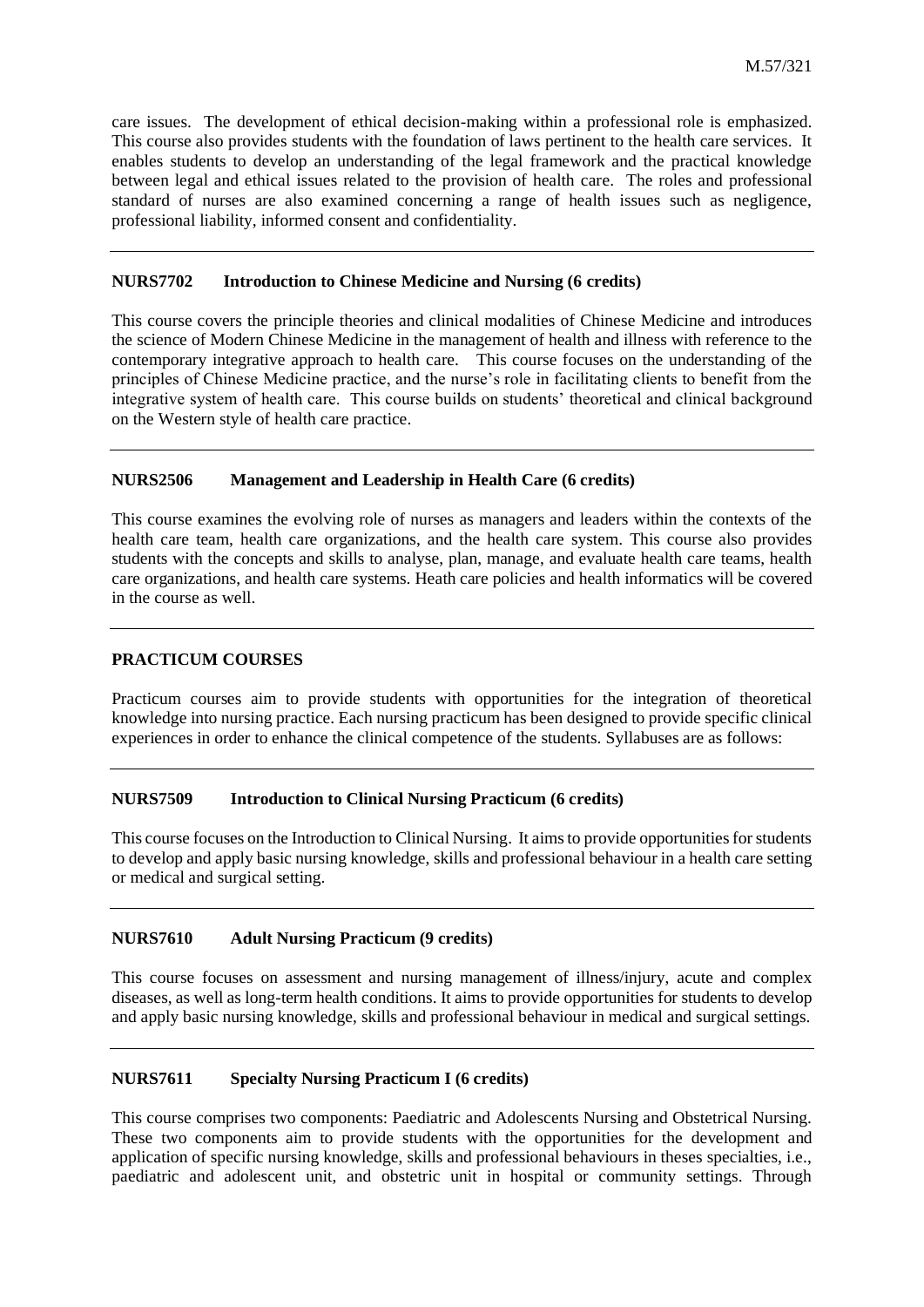care issues. The development of ethical decision-making within a professional role is emphasized. This course also provides students with the foundation of laws pertinent to the health care services. It enables students to develop an understanding of the legal framework and the practical knowledge between legal and ethical issues related to the provision of health care. The roles and professional standard of nurses are also examined concerning a range of health issues such as negligence, professional liability, informed consent and confidentiality.

---

**NURS7702 Introduction to Chinese Medicine and Nursing (6 credits)**

This course covers the principle theories and clinical modalities of Chinese Medicine and introduces the science of Modern Chinese Medicine in the management of health and illness with reference to the contemporary integrative approach to health care. This course focuses on the understanding of the principles of Chinese Medicine practice, and the nurse's role in facilitating clients to benefit from the integrative system of health care. This course builds on students' theoretical and clinical background on the Western style of health care practice.

---

**NURS2506 Management and Leadership in Health Care (6 credits)**

This course examines the evolving role of nurses as managers and leaders within the contexts of the health care team, health care organizations, and the health care system. This course also provides students with the concepts and skills to analyse, plan, manage, and evaluate health care teams, health care organizations, and health care systems. Heath care policies and health informatics will be covered in the course as well.

---

**PRACTICUM COURSES**

Practicum courses aim to provide students with opportunities for the integration of theoretical knowledge into nursing practice. Each nursing practicum has been designed to provide specific clinical experiences in order to enhance the clinical competence of the students. Syllabuses are as follows:

---

**NURS7509 Introduction to Clinical Nursing Practicum (6 credits)**

This course focuses on the Introduction to Clinical Nursing. It aims to provide opportunities for students to develop and apply basic nursing knowledge, skills and professional behaviour in a health care setting or medical and surgical setting.

---

**NURS7610 Adult Nursing Practicum (9 credits)**

This course focuses on assessment and nursing management of illness/injury, acute and complex diseases, as well as long-term health conditions. It aims to provide opportunities for students to develop and apply basic nursing knowledge, skills and professional behaviour in medical and surgical settings.

---

**NURS7611 Specialty Nursing Practicum I (6 credits)**

This course comprises two components: Paediatric and Adolescents Nursing and Obstetrical Nursing. These two components aim to provide students with the opportunities for the development and application of specific nursing knowledge, skills and professional behaviours in theses specialties, i.e., paediatric and adolescent unit, and obstetric unit in hospital or community settings. Through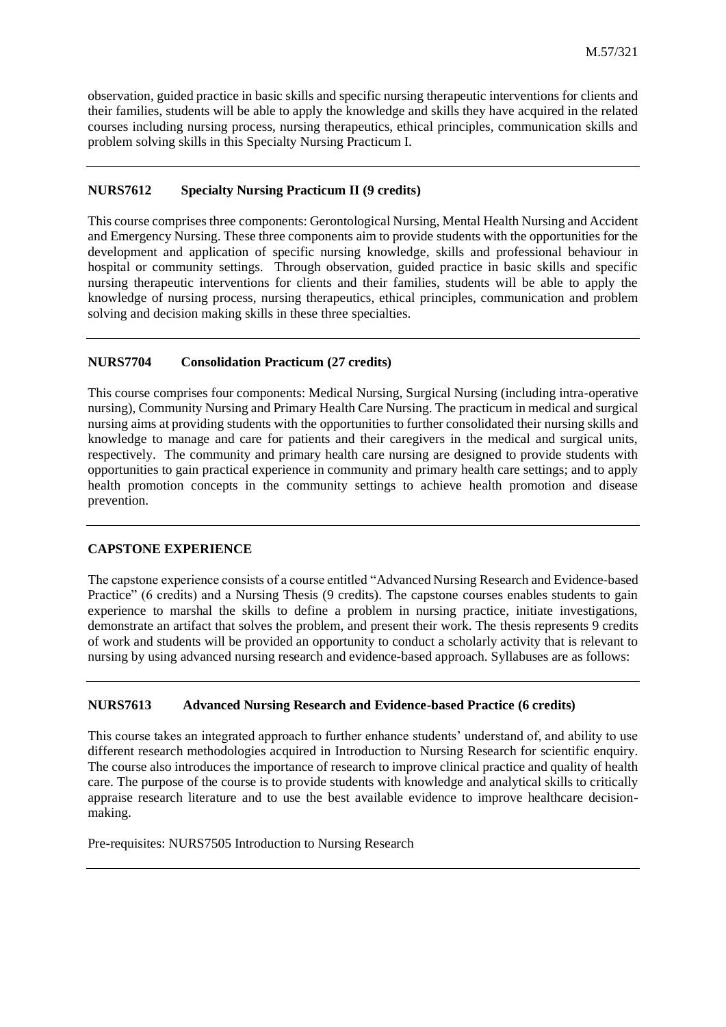observation, guided practice in basic skills and specific nursing therapeutic interventions for clients and their families, students will be able to apply the knowledge and skills they have acquired in the related courses including nursing process, nursing therapeutics, ethical principles, communication skills and problem solving skills in this Specialty Nursing Practicum I.

---

**NURS7612 Specialty Nursing Practicum II (9 credits)**

This course comprises three components: Gerontological Nursing, Mental Health Nursing and Accident and Emergency Nursing. These three components aim to provide students with the opportunities for the development and application of specific nursing knowledge, skills and professional behaviour in hospital or community settings. Through observation, guided practice in basic skills and specific nursing therapeutic interventions for clients and their families, students will be able to apply the knowledge of nursing process, nursing therapeutics, ethical principles, communication and problem solving and decision making skills in these three specialties.

---

**NURS7704 Consolidation Practicum (27 credits)**

This course comprises four components: Medical Nursing, Surgical Nursing (including intra-operative nursing), Community Nursing and Primary Health Care Nursing. The practicum in medical and surgical nursing aims at providing students with the opportunities to further consolidated their nursing skills and knowledge to manage and care for patients and their caregivers in the medical and surgical units, respectively. The community and primary health care nursing are designed to provide students with opportunities to gain practical experience in community and primary health care settings; and to apply health promotion concepts in the community settings to achieve health promotion and disease prevention.

---

**CAPSTONE EXPERIENCE**

The capstone experience consists of a course entitled "Advanced Nursing Research and Evidence-based Practice" (6 credits) and a Nursing Thesis (9 credits). The capstone courses enables students to gain experience to marshal the skills to define a problem in nursing practice, initiate investigations, demonstrate an artifact that solves the problem, and present their work. The thesis represents 9 credits of work and students will be provided an opportunity to conduct a scholarly activity that is relevant to nursing by using advanced nursing research and evidence-based approach. Syllabuses are as follows:

---

**NURS7613 Advanced Nursing Research and Evidence-based Practice (6 credits)**

This course takes an integrated approach to further enhance students' understand of, and ability to use different research methodologies acquired in Introduction to Nursing Research for scientific enquiry. The course also introduces the importance of research to improve clinical practice and quality of health care. The purpose of the course is to provide students with knowledge and analytical skills to critically appraise research literature and to use the best available evidence to improve healthcare decision-making.

Pre-requisites: NURS7505 Introduction to Nursing Research

---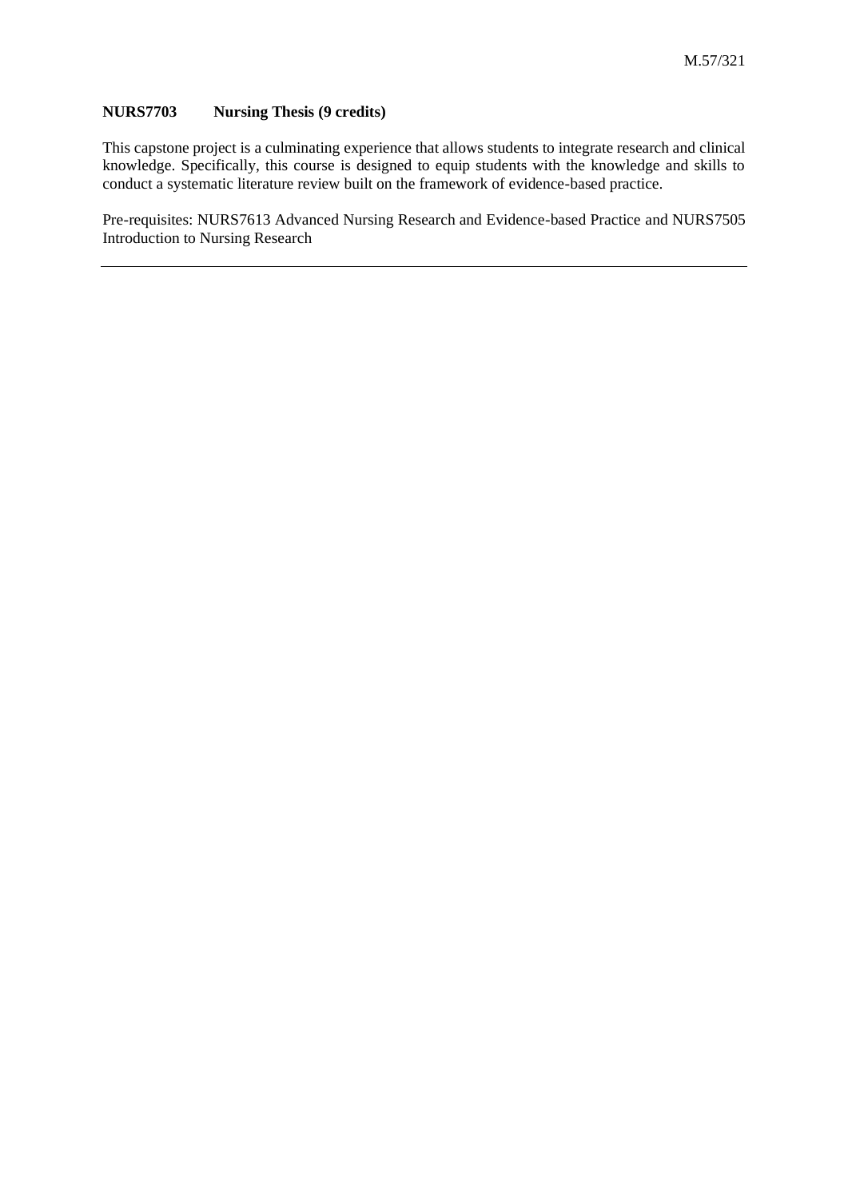**NURS7703 Nursing Thesis (9 credits)**

This capstone project is a culminating experience that allows students to integrate research and clinical knowledge. Specifically, this course is designed to equip students with the knowledge and skills to conduct a systematic literature review built on the framework of evidence-based practice.

Pre-requisites: NURS7613 Advanced Nursing Research and Evidence-based Practice and NURS7505 Introduction to Nursing Research

---